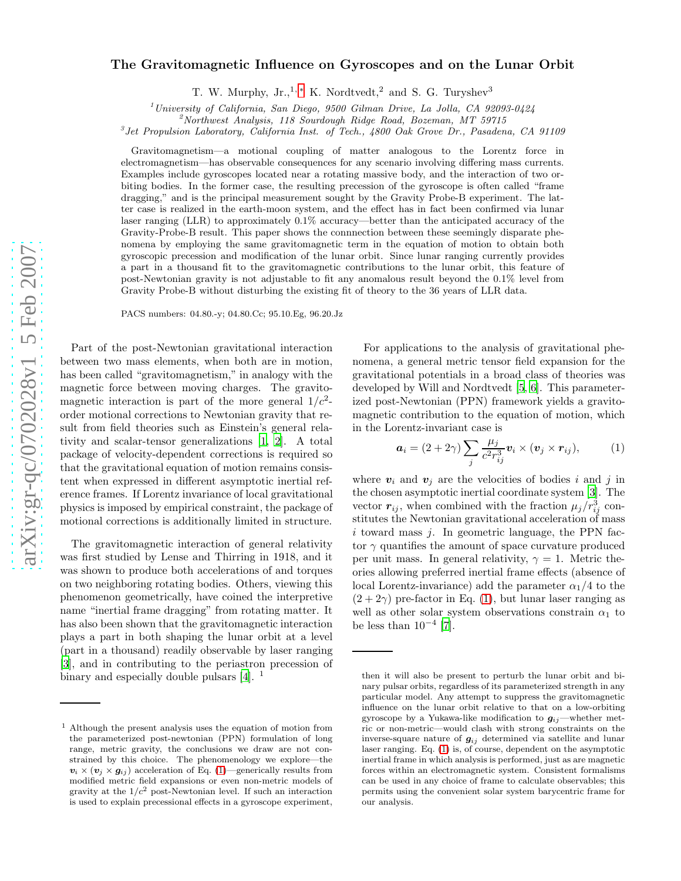# The Gravitomagnetic Influence on Gyroscopes and on the Lunar Orbit

T. W. Murphy, Jr.,[1,*] K. Nordtvedt,[2] and S. G. Turyshev[3]

[1] *University of California, San Diego, 9500 Gilman Drive, La Jolla, CA 92093-0424*
[2] *Northwest Analysis, 118 Sourdough Ridge Road, Bozeman, MT 59715*
[3] *Jet Propulsion Laboratory, California Inst. of Tech., 4800 Oak Grove Dr., Pasadena, CA 91109*

Gravitomagnetism—a motional coupling of matter analogous to the Lorentz force in electromagnetism—has observable consequences for any scenario involving differing mass currents. Examples include gyroscopes located near a rotating massive body, and the interaction of two orbiting bodies. In the former case, the resulting precession of the gyroscope is often called "frame dragging," and is the principal measurement sought by the Gravity Probe-B experiment. The latter case is realized in the earth-moon system, and the effect has in fact been confirmed via lunar laser ranging (LLR) to approximately 0.1% accuracy—better than the anticipated accuracy of the Gravity-Probe-B result. This paper shows the connnection between these seemingly disparate phenomena by employing the same gravitomagnetic term in the equation of motion to obtain both gyroscopic precession and modification of the lunar orbit. Since lunar ranging currently provides a part in a thousand fit to the gravitomagnetic contributions to the lunar orbit, this feature of post-Newtonian gravity is not adjustable to fit any anomalous result beyond the 0.1% level from Gravity Probe-B without disturbing the existing fit of theory to the 36 years of LLR data.

PACS numbers: 04.80.-y; 04.80.Cc; 95.10.Eg, 96.20.Jz

Part of the post-Newtonian gravitational interaction between two mass elements, when both are in motion, has been called "gravitomagnetism," in analogy with the magnetic force between moving charges. The gravitomagnetic interaction is part of the more general $1/c^2$-order motional corrections to Newtonian gravity that result from field theories such as Einstein's general relativity and scalar-tensor generalizations [1, 2]. A total package of velocity-dependent corrections is required so that the gravitational equation of motion remains consistent when expressed in different asymptotic inertial reference frames. If Lorentz invariance of local gravitational physics is imposed by empirical constraint, the package of motional corrections is additionally limited in structure.

The gravitomagnetic interaction of general relativity was first studied by Lense and Thirring in 1918, and it was shown to produce both accelerations of and torques on two neighboring rotating bodies. Others, viewing this phenomenon geometrically, have coined the interpretive name "inertial frame dragging" from rotating matter. It has also been shown that the gravitomagnetic interaction plays a part in both shaping the lunar orbit at a level (part in a thousand) readily observable by laser ranging [3], and in contributing to the periastron precession of binary and especially double pulsars [4]. [1]

For applications to the analysis of gravitational phenomena, a general metric tensor field expansion for the gravitational potentials in a broad class of theories was developed by Will and Nordtvedt [5, 6]. This parameterized post-Newtonian (PPN) framework yields a gravitomagnetic contribution to the equation of motion, which in the Lorentz-invariant case is

$$\boldsymbol{a}_i = (2+2\gamma)\sum_j \frac{\mu_j}{c^2 r_{ij}^3}\boldsymbol{v}_i \times (\boldsymbol{v}_j \times \boldsymbol{r}_{ij}), \qquad (1)$$

where $\boldsymbol{v}_i$ and $\boldsymbol{v}_j$ are the velocities of bodies $i$ and $j$ in the chosen asymptotic inertial coordinate system [3]. The vector $\boldsymbol{r}_{ij}$, when combined with the fraction $\mu_j/r_{ij}^3$ constitutes the Newtonian gravitational acceleration of mass $i$ toward mass $j$. In geometric language, the PPN factor $\gamma$ quantifies the amount of space curvature produced per unit mass. In general relativity, $\gamma = 1$. Metric theories allowing preferred inertial frame effects (absence of local Lorentz-invariance) add the parameter $\alpha_1/4$ to the $(2+2\gamma)$ pre-factor in Eq. (1), but lunar laser ranging as well as other solar system observations constrain $\alpha_1$ to be less than $10^{-4}$ [7].

[1] Although the present analysis uses the equation of motion from the parameterized post-newtonian (PPN) formulation of long range, metric gravity, the conclusions we draw are not constrained by this choice. The phenomenology we explore—the $\boldsymbol{v}_i \times (\boldsymbol{v}_j \times \boldsymbol{g}_{ij})$ acceleration of Eq. (1)—generically results from modified metric field expansions or even non-metric models of gravity at the $1/c^2$ post-Newtonian level. If such an interaction is used to explain precessional effects in a gyroscope experiment, then it will also be present to perturb the lunar orbit and binary pulsar orbits, regardless of its parameterized strength in any particular model. Any attempt to suppress the gravitomagnetic influence on the lunar orbit relative to that on a low-orbiting gyroscope by a Yukawa-like modification to $\boldsymbol{g}_{ij}$—whether metric or non-metric—would clash with strong constraints on the inverse-square nature of $\boldsymbol{g}_{ij}$ determined via satellite and lunar laser ranging. Eq. (1) is, of course, dependent on the asymptotic inertial frame in which analysis is performed, just as are magnetic forces within an electromagnetic system. Consistent formalisms can be used in any choice of frame to calculate observables; this permits using the convenient solar system barycentric frame for our analysis.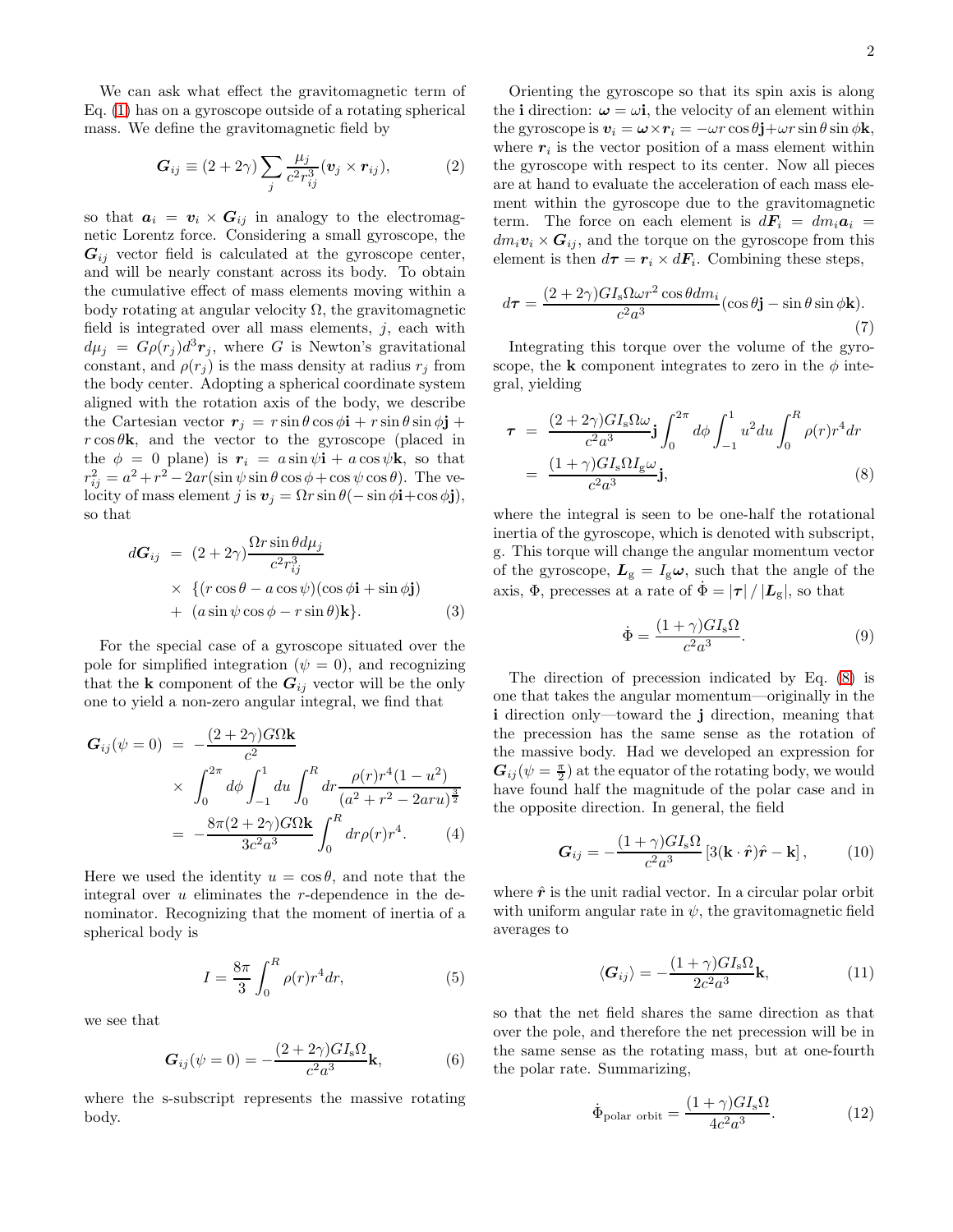We can ask what effect the gravitomagnetic term of Eq. (1) has on a gyroscope outside of a rotating spherical mass. We define the gravitomagnetic field by

$$\boldsymbol{G}_{ij} \equiv (2+2\gamma)\sum_j \frac{\mu_j}{c^2 r_{ij}^3}(\boldsymbol{v}_j \times \boldsymbol{r}_{ij}), \tag{2}$$

so that $\boldsymbol{a}_i = \boldsymbol{v}_i \times \boldsymbol{G}_{ij}$ in analogy to the electromagnetic Lorentz force. Considering a small gyroscope, the $\boldsymbol{G}_{ij}$ vector field is calculated at the gyroscope center, and will be nearly constant across its body. To obtain the cumulative effect of mass elements moving within a body rotating at angular velocity $\Omega$, the gravitomagnetic field is integrated over all mass elements, $j$, each with $d\mu_j = G\rho(r_j)d^3\boldsymbol{r}_j$, where $G$ is Newton's gravitational constant, and $\rho(r_j)$ is the mass density at radius $r_j$ from the body center. Adopting a spherical coordinate system aligned with the rotation axis of the body, we describe the Cartesian vector $\boldsymbol{r}_j = r\sin\theta\cos\phi\mathbf{i} + r\sin\theta\sin\phi\mathbf{j} + r\cos\theta\mathbf{k}$, and the vector to the gyroscope (placed in the $\phi = 0$ plane) is $\boldsymbol{r}_i = a\sin\psi\mathbf{i} + a\cos\psi\mathbf{k}$, so that $r_{ij}^2 = a^2 + r^2 - 2ar(\sin\psi\sin\theta\cos\phi + \cos\psi\cos\theta)$. The velocity of mass element $j$ is $\boldsymbol{v}_j = \Omega r\sin\theta(-\sin\phi\mathbf{i} + \cos\phi\mathbf{j})$, so that

$$\begin{aligned} d\boldsymbol{G}_{ij} &= (2+2\gamma)\frac{\Omega r\sin\theta d\mu_j}{c^2 r_{ij}^3} \\ &\times \{(r\cos\theta - a\cos\psi)(\cos\phi\mathbf{i} + \sin\phi\mathbf{j}) \\ &+ (a\sin\psi\cos\phi - r\sin\theta)\mathbf{k}\}. \end{aligned} \tag{3}$$

For the special case of a gyroscope situated over the pole for simplified integration ($\psi = 0$), and recognizing that the $\mathbf{k}$ component of the $\boldsymbol{G}_{ij}$ vector will be the only one to yield a non-zero angular integral, we find that

$$\begin{aligned} \boldsymbol{G}_{ij}(\psi=0) &= -\frac{(2+2\gamma)G\Omega\mathbf{k}}{c^2} \\ &\times \int_0^{2\pi} d\phi \int_{-1}^{1} du \int_0^R dr \frac{\rho(r)r^4(1-u^2)}{(a^2+r^2-2aru)^{\frac{3}{2}}} \\ &= -\frac{8\pi(2+2\gamma)G\Omega\mathbf{k}}{3c^2a^3}\int_0^R dr\rho(r)r^4. \end{aligned} \tag{4}$$

Here we used the identity $u = \cos\theta$, and note that the integral over $u$ eliminates the $r$-dependence in the denominator. Recognizing that the moment of inertia of a spherical body is

$$I = \frac{8\pi}{3}\int_0^R \rho(r)r^4 dr, \tag{5}$$

we see that

$$\boldsymbol{G}_{ij}(\psi=0) = -\frac{(2+2\gamma)GI_{\rm s}\Omega}{c^2a^3}\mathbf{k}, \tag{6}$$

where the s-subscript represents the massive rotating body.

Orienting the gyroscope so that its spin axis is along the $\mathbf{i}$ direction: $\boldsymbol{\omega} = \omega\mathbf{i}$, the velocity of an element within the gyroscope is $\boldsymbol{v}_i = \boldsymbol{\omega}\times\boldsymbol{r}_i = -\omega r\cos\theta\mathbf{j} + \omega r\sin\theta\sin\phi\mathbf{k}$, where $\boldsymbol{r}_i$ is the vector position of a mass element within the gyroscope with respect to its center. Now all pieces are at hand to evaluate the acceleration of each mass element within the gyroscope due to the gravitomagnetic term. The force on each element is $d\boldsymbol{F}_i = dm_i\boldsymbol{a}_i = dm_i\boldsymbol{v}_i \times \boldsymbol{G}_{ij}$, and the torque on the gyroscope from this element is then $d\boldsymbol{\tau} = \boldsymbol{r}_i \times d\boldsymbol{F}_i$. Combining these steps,

$$d\boldsymbol{\tau} = \frac{(2+2\gamma)GI_{\rm s}\Omega\omega r^2\cos\theta dm_i}{c^2a^3}(\cos\theta\mathbf{j} - \sin\theta\sin\phi\mathbf{k}). \tag{7}$$

Integrating this torque over the volume of the gyroscope, the $\mathbf{k}$ component integrates to zero in the $\phi$ integral, yielding

$$\begin{aligned} \boldsymbol{\tau} &= \frac{(2+2\gamma)GI_{\rm s}\Omega\omega}{c^2a^3}\mathbf{j}\int_0^{2\pi}d\phi\int_{-1}^{1}u^2du\int_0^R\rho(r)r^4dr \\ &= \frac{(1+\gamma)GI_{\rm s}\Omega I_{\rm g}\omega}{c^2a^3}\mathbf{j}, \end{aligned} \tag{8}$$

where the integral is seen to be one-half the rotational inertia of the gyroscope, which is denoted with subscript, g. This torque will change the angular momentum vector of the gyroscope, $\boldsymbol{L}_{\rm g} = I_{\rm g}\boldsymbol{\omega}$, such that the angle of the axis, $\Phi$, precesses at a rate of $\dot{\Phi} = |\boldsymbol{\tau}|\,/\,|\boldsymbol{L}_{\rm g}|$, so that

$$\dot{\Phi} = \frac{(1+\gamma)GI_{\rm s}\Omega}{c^2a^3}. \tag{9}$$

The direction of precession indicated by Eq. (8) is one that takes the angular momentum—originally in the $\mathbf{i}$ direction only—toward the $\mathbf{j}$ direction, meaning that the precession has the same sense as the rotation of the massive body. Had we developed an expression for $\boldsymbol{G}_{ij}(\psi = \frac{\pi}{2})$ at the equator of the rotating body, we would have found half the magnitude of the polar case and in the opposite direction. In general, the field

$$\boldsymbol{G}_{ij} = -\frac{(1+\gamma)GI_{\rm s}\Omega}{c^2a^3}\left[3(\mathbf{k}\cdot\hat{\boldsymbol{r}})\hat{\boldsymbol{r}} - \mathbf{k}\right], \tag{10}$$

where $\hat{\boldsymbol{r}}$ is the unit radial vector. In a circular polar orbit with uniform angular rate in $\psi$, the gravitomagnetic field averages to

$$\langle\boldsymbol{G}_{ij}\rangle = -\frac{(1+\gamma)GI_{\rm s}\Omega}{2c^2a^3}\mathbf{k}, \tag{11}$$

so that the net field shares the same direction as that over the pole, and therefore the net precession will be in the same sense as the rotating mass, but at one-fourth the polar rate. Summarizing,

$$\dot{\Phi}_{\rm polar\ orbit} = \frac{(1+\gamma)GI_{\rm s}\Omega}{4c^2a^3}. \tag{12}$$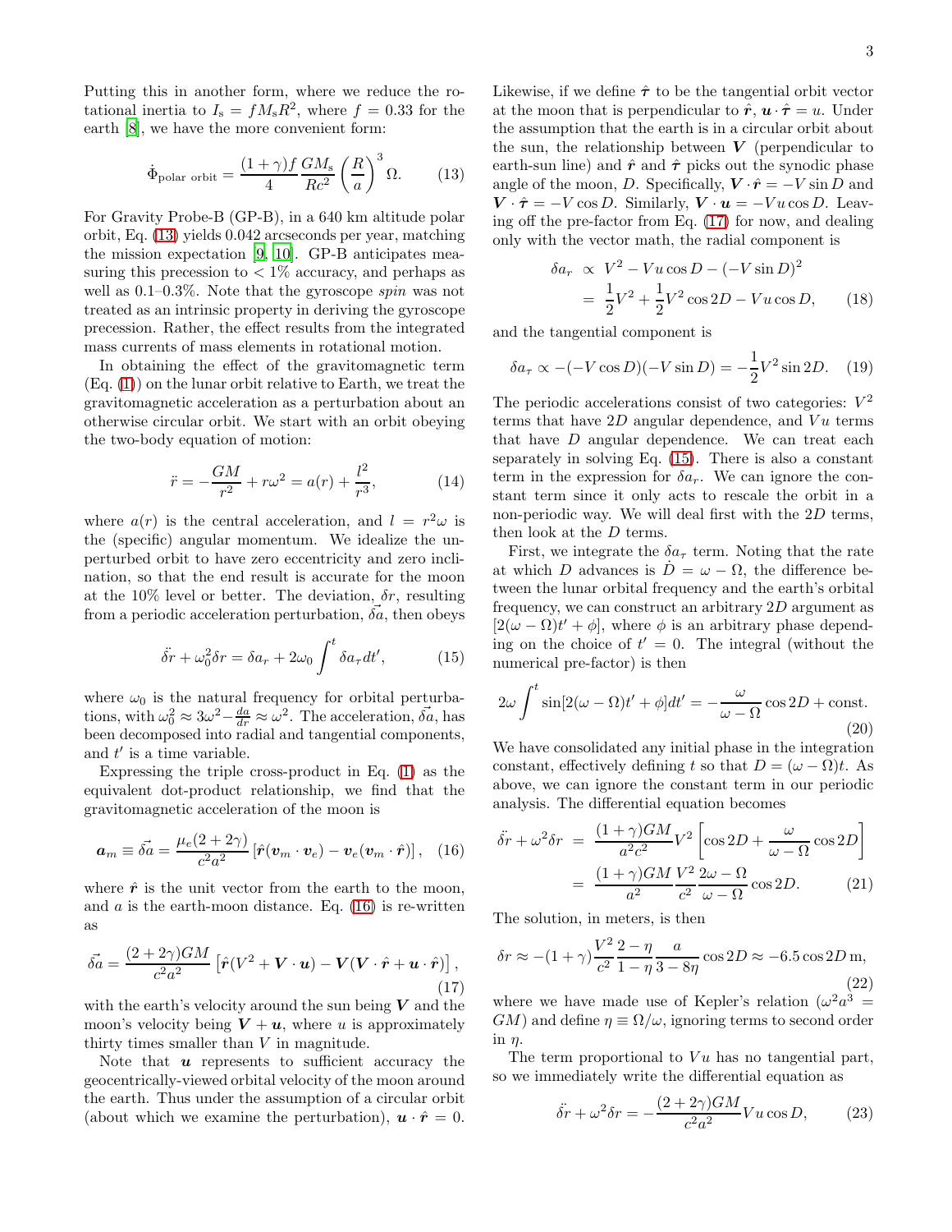Putting this in another form, where we reduce the rotational inertia to $I_s = fM_sR^2$, where $f = 0.33$ for the earth [8], we have the more convenient form:

$$\dot{\Phi}_{\text{polar orbit}} = \frac{(1+\gamma)f}{4}\frac{GM_s}{Rc^2}\left(\frac{R}{a}\right)^3\Omega. \tag{13}$$

For Gravity Probe-B (GP-B), in a 640 km altitude polar orbit, Eq. (13) yields 0.042 arcseconds per year, matching the mission expectation [9, 10]. GP-B anticipates measuring this precession to $< 1\%$ accuracy, and perhaps as well as 0.1–0.3%. Note that the gyroscope *spin* was not treated as an intrinsic property in deriving the gyroscope precession. Rather, the effect results from the integrated mass currents of mass elements in rotational motion.

In obtaining the effect of the gravitomagnetic term (Eq. (1)) on the lunar orbit relative to Earth, we treat the gravitomagnetic acceleration as a perturbation about an otherwise circular orbit. We start with an orbit obeying the two-body equation of motion:

$$\ddot{r} = -\frac{GM}{r^2} + r\omega^2 = a(r) + \frac{l^2}{r^3}, \tag{14}$$

where $a(r)$ is the central acceleration, and $l = r^2\omega$ is the (specific) angular momentum. We idealize the unperturbed orbit to have zero eccentricity and zero inclination, so that the end result is accurate for the moon at the 10% level or better. The deviation, $\delta r$, resulting from a periodic acceleration perturbation, $\vec{\delta a}$, then obeys

$$\ddot{\delta r} + \omega_0^2 \delta r = \delta a_r + 2\omega_0 \int^t \delta a_\tau dt', \tag{15}$$

where $\omega_0$ is the natural frequency for orbital perturbations, with $\omega_0^2 \approx 3\omega^2 - \frac{da}{dr} \approx \omega^2$. The acceleration, $\vec{\delta a}$, has been decomposed into radial and tangential components, and $t'$ is a time variable.

Expressing the triple cross-product in Eq. (1) as the equivalent dot-product relationship, we find that the gravitomagnetic acceleration of the moon is

$$\boldsymbol{a}_m \equiv \vec{\delta a} = \frac{\mu_e(2+2\gamma)}{c^2a^2}\left[\hat{\boldsymbol{r}}(\boldsymbol{v}_m\cdot\boldsymbol{v}_e) - \boldsymbol{v}_e(\boldsymbol{v}_m\cdot\hat{\boldsymbol{r}})\right], \tag{16}$$

where $\hat{\boldsymbol{r}}$ is the unit vector from the earth to the moon, and $a$ is the earth-moon distance. Eq. (16) is re-written as

$$\vec{\delta a} = \frac{(2+2\gamma)GM}{c^2a^2}\left[\hat{\boldsymbol{r}}(V^2 + \boldsymbol{V}\cdot\boldsymbol{u}) - \boldsymbol{V}(\boldsymbol{V}\cdot\hat{\boldsymbol{r}} + \boldsymbol{u}\cdot\hat{\boldsymbol{r}})\right], \tag{17}$$

with the earth's velocity around the sun being $\boldsymbol{V}$ and the moon's velocity being $\boldsymbol{V}+\boldsymbol{u}$, where $u$ is approximately thirty times smaller than $V$ in magnitude.

Note that $\boldsymbol{u}$ represents to sufficient accuracy the geocentrically-viewed orbital velocity of the moon around the earth. Thus under the assumption of a circular orbit (about which we examine the perturbation), $\boldsymbol{u}\cdot\hat{\boldsymbol{r}} = 0$. Likewise, if we define $\hat{\boldsymbol{\tau}}$ to be the tangential orbit vector at the moon that is perpendicular to $\hat{\boldsymbol{r}}$, $\boldsymbol{u}\cdot\hat{\boldsymbol{\tau}} = u$. Under the assumption that the earth is in a circular orbit about the sun, the relationship between $\boldsymbol{V}$ (perpendicular to earth-sun line) and $\hat{\boldsymbol{r}}$ and $\hat{\boldsymbol{\tau}}$ picks out the synodic phase angle of the moon, $D$. Specifically, $\boldsymbol{V}\cdot\hat{\boldsymbol{r}} = -V\sin D$ and $\boldsymbol{V}\cdot\hat{\boldsymbol{\tau}} = -V\cos D$. Similarly, $\boldsymbol{V}\cdot\boldsymbol{u} = -Vu\cos D$. Leaving off the pre-factor from Eq. (17) for now, and dealing only with the vector math, the radial component is

$$\begin{aligned}\delta a_r &\propto V^2 - Vu\cos D - (-V\sin D)^2 \\ &= \frac{1}{2}V^2 + \frac{1}{2}V^2\cos 2D - Vu\cos D,\end{aligned} \tag{18}$$

and the tangential component is

$$\delta a_\tau \propto -(-V\cos D)(-V\sin D) = -\frac{1}{2}V^2\sin 2D. \tag{19}$$

The periodic accelerations consist of two categories: $V^2$ terms that have $2D$ angular dependence, and $Vu$ terms that have $D$ angular dependence. We can treat each separately in solving Eq. (15). There is also a constant term in the expression for $\delta a_r$. We can ignore the constant term since it only acts to rescale the orbit in a non-periodic way. We will deal first with the $2D$ terms, then look at the $D$ terms.

First, we integrate the $\delta a_\tau$ term. Noting that the rate at which $D$ advances is $\dot{D} = \omega - \Omega$, the difference between the lunar orbital frequency and the earth's orbital frequency, we can construct an arbitrary $2D$ argument as $[2(\omega-\Omega)t' + \phi]$, where $\phi$ is an arbitrary phase depending on the choice of $t' = 0$. The integral (without the numerical pre-factor) is then

$$2\omega\int^t \sin[2(\omega-\Omega)t' + \phi]dt' = -\frac{\omega}{\omega-\Omega}\cos 2D + \text{const.} \tag{20}$$

We have consolidated any initial phase in the integration constant, effectively defining $t$ so that $D = (\omega-\Omega)t$. As above, we can ignore the constant term in our periodic analysis. The differential equation becomes

$$\begin{aligned}\ddot{\delta r} + \omega^2\delta r &= \frac{(1+\gamma)GM}{a^2c^2}V^2\left[\cos 2D + \frac{\omega}{\omega-\Omega}\cos 2D\right] \\ &= \frac{(1+\gamma)GM}{a^2}\frac{V^2}{c^2}\frac{2\omega-\Omega}{\omega-\Omega}\cos 2D.\end{aligned} \tag{21}$$

The solution, in meters, is then

$$\delta r \approx -(1+\gamma)\frac{V^2}{c^2}\frac{2-\eta}{1-\eta}\frac{a}{3-8\eta}\cos 2D \approx -6.5\cos 2D\,\text{m}, \tag{22}$$

where we have made use of Kepler's relation ($\omega^2a^3 = GM$) and define $\eta \equiv \Omega/\omega$, ignoring terms to second order in $\eta$.

The term proportional to $Vu$ has no tangential part, so we immediately write the differential equation as

$$\ddot{\delta r} + \omega^2\delta r = -\frac{(2+2\gamma)GM}{c^2a^2}Vu\cos D, \tag{23}$$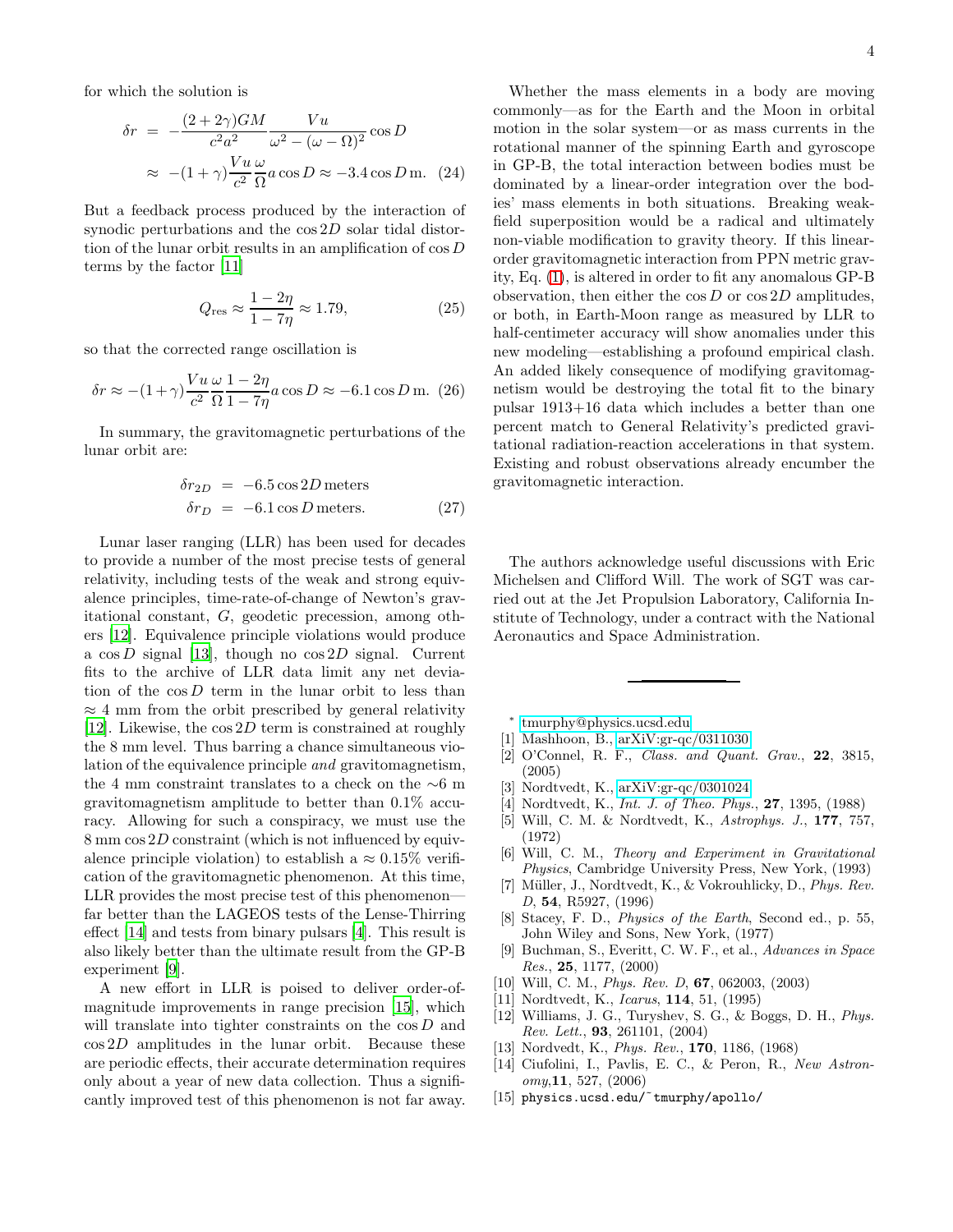for which the solution is

$$\delta r = -\frac{(2+2\gamma)GM}{c^2 a^2} \frac{Vu}{\omega^2 - (\omega - \Omega)^2} \cos D$$
$$\approx -(1+\gamma)\frac{Vu}{c^2}\frac{\omega}{\Omega} a \cos D \approx -3.4 \cos D \,\text{m}. \quad (24)$$

But a feedback process produced by the interaction of synodic perturbations and the $\cos 2D$ solar tidal distortion of the lunar orbit results in an amplification of $\cos D$ terms by the factor [11]

$$Q_{\rm res} \approx \frac{1-2\eta}{1-7\eta} \approx 1.79, \quad (25)$$

so that the corrected range oscillation is

$$\delta r \approx -(1+\gamma)\frac{Vu}{c^2}\frac{\omega}{\Omega}\frac{1-2\eta}{1-7\eta} a \cos D \approx -6.1 \cos D \,\text{m}. \quad (26)$$

In summary, the gravitomagnetic perturbations of the lunar orbit are:

$$\delta r_{2D} = -6.5 \cos 2D \,\text{meters}$$
$$\delta r_D = -6.1 \cos D \,\text{meters}. \quad (27)$$

Lunar laser ranging (LLR) has been used for decades to provide a number of the most precise tests of general relativity, including tests of the weak and strong equivalence principles, time-rate-of-change of Newton's gravitational constant, $G$, geodetic precession, among others [12]. Equivalence principle violations would produce a $\cos D$ signal [13], though no $\cos 2D$ signal. Current fits to the archive of LLR data limit any net deviation of the $\cos D$ term in the lunar orbit to less than $\approx 4$ mm from the orbit prescribed by general relativity [12]. Likewise, the $\cos 2D$ term is constrained at roughly the 8 mm level. Thus barring a chance simultaneous violation of the equivalence principle *and* gravitomagnetism, the 4 mm constraint translates to a check on the $\sim$6 m gravitomagnetism amplitude to better than 0.1% accuracy. Allowing for such a conspiracy, we must use the 8 mm $\cos 2D$ constraint (which is not influenced by equivalence principle violation) to establish a $\approx 0.15\%$ verification of the gravitomagnetic phenomenon. At this time, LLR provides the most precise test of this phenomenon—far better than the LAGEOS tests of the Lense-Thirring effect [14] and tests from binary pulsars [4]. This result is also likely better than the ultimate result from the GP-B experiment [9].

A new effort in LLR is poised to deliver order-of-magnitude improvements in range precision [15], which will translate into tighter constraints on the $\cos D$ and $\cos 2D$ amplitudes in the lunar orbit. Because these are periodic effects, their accurate determination requires only about a year of new data collection. Thus a significantly improved test of this phenomenon is not far away.

Whether the mass elements in a body are moving commonly—as for the Earth and the Moon in orbital motion in the solar system—or as mass currents in the rotational manner of the spinning Earth and gyroscope in GP-B, the total interaction between bodies must be dominated by a linear-order integration over the bodies' mass elements in both situations. Breaking weak-field superposition would be a radical and ultimately non-viable modification to gravity theory. If this linear-order gravitomagnetic interaction from PPN metric gravity, Eq. (1), is altered in order to fit any anomalous GP-B observation, then either the $\cos D$ or $\cos 2D$ amplitudes, or both, in Earth-Moon range as measured by LLR to half-centimeter accuracy will show anomalies under this new modeling—establishing a profound empirical clash. An added likely consequence of modifying gravitomagnetism would be destroying the total fit to the binary pulsar 1913+16 data which includes a better than one percent match to General Relativity's predicted gravitational radiation-reaction accelerations in that system. Existing and robust observations already encumber the gravitomagnetic interaction.

The authors acknowledge useful discussions with Eric Michelsen and Clifford Will. The work of SGT was carried out at the Jet Propulsion Laboratory, California Institute of Technology, under a contract with the National Aeronautics and Space Administration.

---

* tmurphy@physics.ucsd.edu

[1] Mashhoon, B., arXiv:gr-qc/0311030

[2] O'Connel, R. F., *Class. and Quant. Grav.*, **22**, 3815, (2005)

[3] Nordtvedt, K., arXiv:gr-qc/0301024

[4] Nordtvedt, K., *Int. J. of Theo. Phys.*, **27**, 1395, (1988)

[5] Will, C. M. & Nordtvedt, K., *Astrophys. J.*, **177**, 757, (1972)

[6] Will, C. M., *Theory and Experiment in Gravitational Physics*, Cambridge University Press, New York, (1993)

[7] Müller, J., Nordtvedt, K., & Vokrouhlicky, D., *Phys. Rev. D*, **54**, R5927, (1996)

[8] Stacey, F. D., *Physics of the Earth*, Second ed., p. 55, John Wiley and Sons, New York, (1977)

[9] Buchman, S., Everitt, C. W. F., et al., *Advances in Space Res.*, **25**, 1177, (2000)

[10] Will, C. M., *Phys. Rev. D*, **67**, 062003, (2003)

[11] Nordtvedt, K., *Icarus*, **114**, 51, (1995)

[12] Williams, J. G., Turyshev, S. G., & Boggs, D. H., *Phys. Rev. Lett.*, **93**, 261101, (2004)

[13] Nordvedt, K., *Phys. Rev.*, **170**, 1186, (1968)

[14] Ciufolini, I., Pavlis, E. C., & Peron, R., *New Astronomy*, **11**, 527, (2006)

[15] physics.ucsd.edu/~tmurphy/apollo/